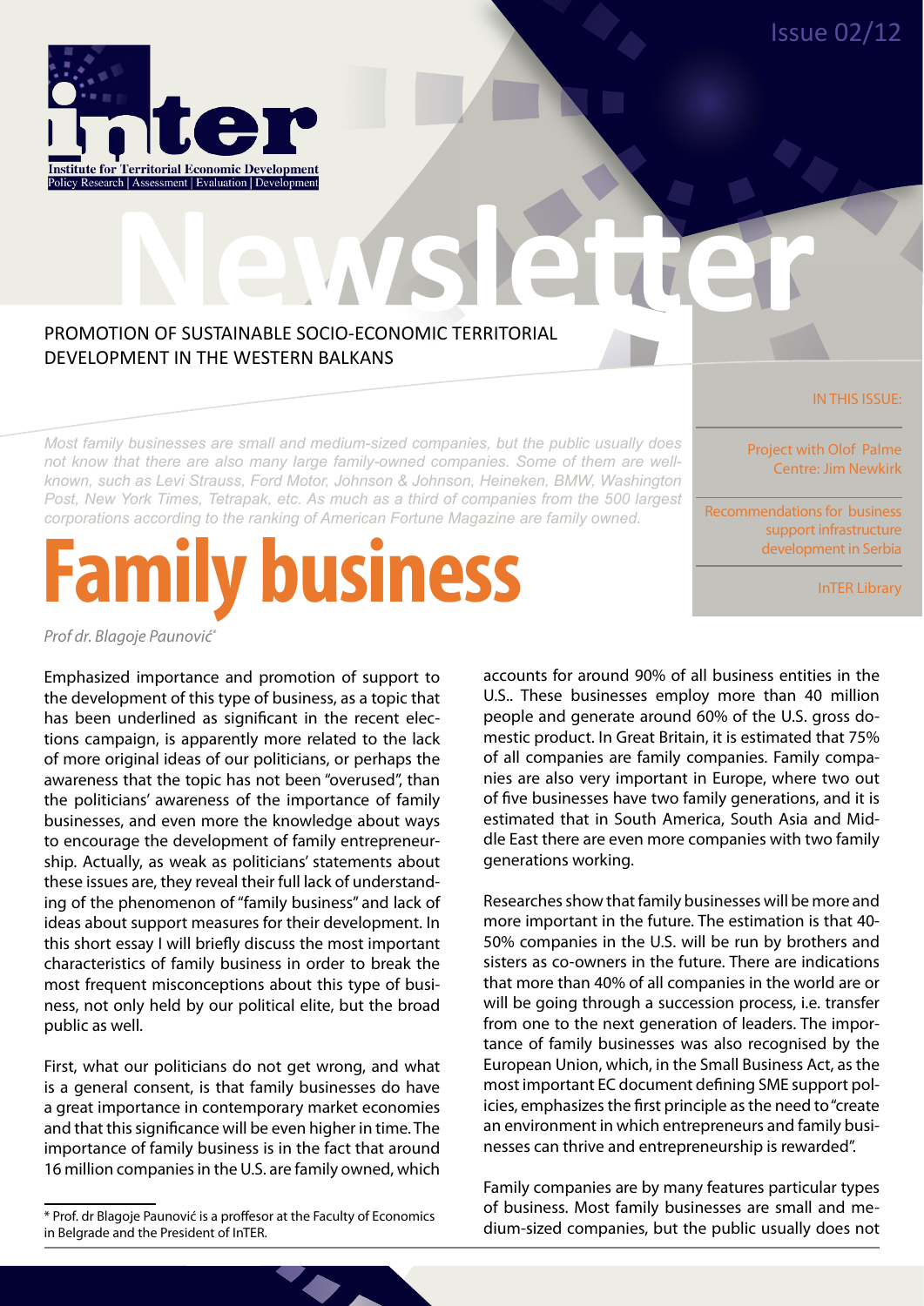Issue 02/12

inter
Institute for Territorial Economic Development
Policy Research | Assessment | Evaluation | Development

# Newsletter

PROMOTION OF SUSTAINABLE SOCIO-ECONOMIC TERRITORIAL DEVELOPMENT IN THE WESTERN BALKANS

IN THIS ISSUE:

- Project with Olof Palme Centre: Jim Newkirk
- Recommendations for business support infrastructure development in Serbia
- InTER Library

*Most family businesses are small and medium-sized companies, but the public usually does not know that there are also many large family-owned companies. Some of them are well-known, such as Levi Strauss, Ford Motor, Johnson & Johnson, Heineken, BMW, Washington Post, New York Times, Tetrapak, etc. As much as a third of companies from the 500 largest corporations according to the ranking of American Fortune Magazine are family owned.*

# Family business

*Prof dr. Blagoje Paunović\**

Emphasized importance and promotion of support to the development of this type of business, as a topic that has been underlined as significant in the recent elections campaign, is apparently more related to the lack of more original ideas of our politicians, or perhaps the awareness that the topic has not been "overused", than the politicians' awareness of the importance of family businesses, and even more the knowledge about ways to encourage the development of family entrepreneurship. Actually, as weak as politicians' statements about these issues are, they reveal their full lack of understanding of the phenomenon of "family business" and lack of ideas about support measures for their development. In this short essay I will briefly discuss the most important characteristics of family business in order to break the most frequent misconceptions about this type of business, not only held by our political elite, but the broad public as well.

First, what our politicians do not get wrong, and what is a general consent, is that family businesses do have a great importance in contemporary market economies and that this significance will be even higher in time. The importance of family business is in the fact that around 16 million companies in the U.S. are family owned, which accounts for around 90% of all business entities in the U.S.. These businesses employ more than 40 million people and generate around 60% of the U.S. gross domestic product. In Great Britain, it is estimated that 75% of all companies are family companies. Family companies are also very important in Europe, where two out of five businesses have two family generations, and it is estimated that in South America, South Asia and Middle East there are even more companies with two family generations working.

Researches show that family businesses will be more and more important in the future. The estimation is that 40-50% companies in the U.S. will be run by brothers and sisters as co-owners in the future. There are indications that more than 40% of all companies in the world are or will be going through a succession process, i.e. transfer from one to the next generation of leaders. The importance of family businesses was also recognised by the European Union, which, in the Small Business Act, as the most important EC document defining SME support policies, emphasizes the first principle as the need to "create an environment in which entrepreneurs and family businesses can thrive and entrepreneurship is rewarded".

Family companies are by many features particular types of business. Most family businesses are small and medium-sized companies, but the public usually does not

\* Prof. dr Blagoje Paunović is a proffesor at the Faculty of Economics in Belgrade and the President of InTER.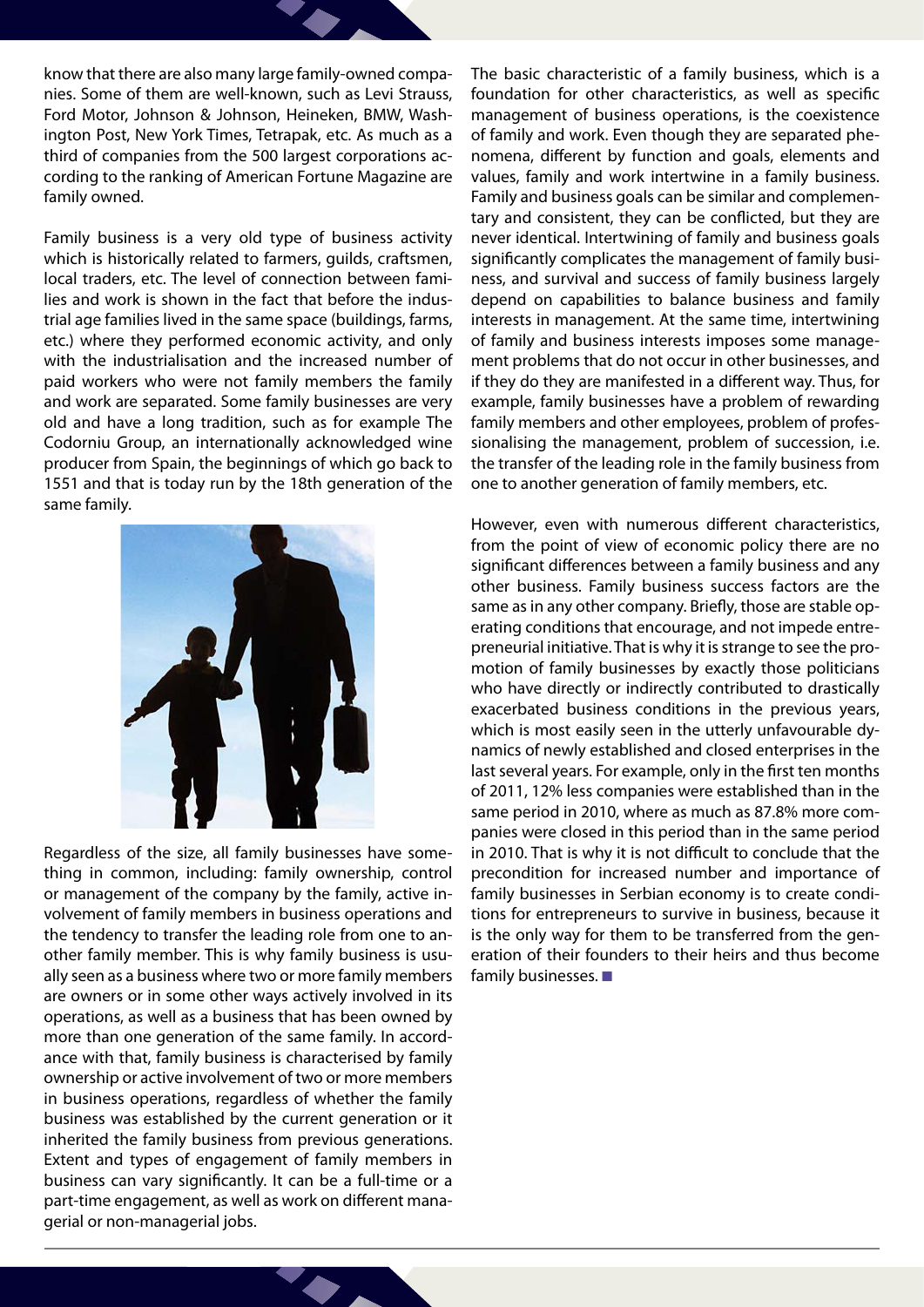know that there are also many large family-owned companies. Some of them are well-known, such as Levi Strauss, Ford Motor, Johnson & Johnson, Heineken, BMW, Washington Post, New York Times, Tetrapak, etc. As much as a third of companies from the 500 largest corporations according to the ranking of American Fortune Magazine are family owned.

Family business is a very old type of business activity which is historically related to farmers, guilds, craftsmen, local traders, etc. The level of connection between families and work is shown in the fact that before the industrial age families lived in the same space (buildings, farms, etc.) where they performed economic activity, and only with the industrialisation and the increased number of paid workers who were not family members the family and work are separated. Some family businesses are very old and have a long tradition, such as for example The Codorniu Group, an internationally acknowledged wine producer from Spain, the beginnings of which go back to 1551 and that is today run by the 18th generation of the same family.

Regardless of the size, all family businesses have something in common, including: family ownership, control or management of the company by the family, active involvement of family members in business operations and the tendency to transfer the leading role from one to another family member. This is why family business is usually seen as a business where two or more family members are owners or in some other ways actively involved in its operations, as well as a business that has been owned by more than one generation of the same family. In accordance with that, family business is characterised by family ownership or active involvement of two or more members in business operations, regardless of whether the family business was established by the current generation or it inherited the family business from previous generations. Extent and types of engagement of family members in business can vary significantly. It can be a full-time or a part-time engagement, as well as work on different managerial or non-managerial jobs.

The basic characteristic of a family business, which is a foundation for other characteristics, as well as specific management of business operations, is the coexistence of family and work. Even though they are separated phenomena, different by function and goals, elements and values, family and work intertwine in a family business. Family and business goals can be similar and complementary and consistent, they can be conflicted, but they are never identical. Intertwining of family and business goals significantly complicates the management of family business, and survival and success of family business largely depend on capabilities to balance business and family interests in management. At the same time, intertwining of family and business interests imposes some management problems that do not occur in other businesses, and if they do they are manifested in a different way. Thus, for example, family businesses have a problem of rewarding family members and other employees, problem of professionalising the management, problem of succession, i.e. the transfer of the leading role in the family business from one to another generation of family members, etc.

However, even with numerous different characteristics, from the point of view of economic policy there are no significant differences between a family business and any other business. Family business success factors are the same as in any other company. Briefly, those are stable operating conditions that encourage, and not impede entrepreneurial initiative. That is why it is strange to see the promotion of family businesses by exactly those politicians who have directly or indirectly contributed to drastically exacerbated business conditions in the previous years, which is most easily seen in the utterly unfavourable dynamics of newly established and closed enterprises in the last several years. For example, only in the first ten months of 2011, 12% less companies were established than in the same period in 2010, where as much as 87.8% more companies were closed in this period than in the same period in 2010. That is why it is not difficult to conclude that the precondition for increased number and importance of family businesses in Serbian economy is to create conditions for entrepreneurs to survive in business, because it is the only way for them to be transferred from the generation of their founders to their heirs and thus become family businesses. ■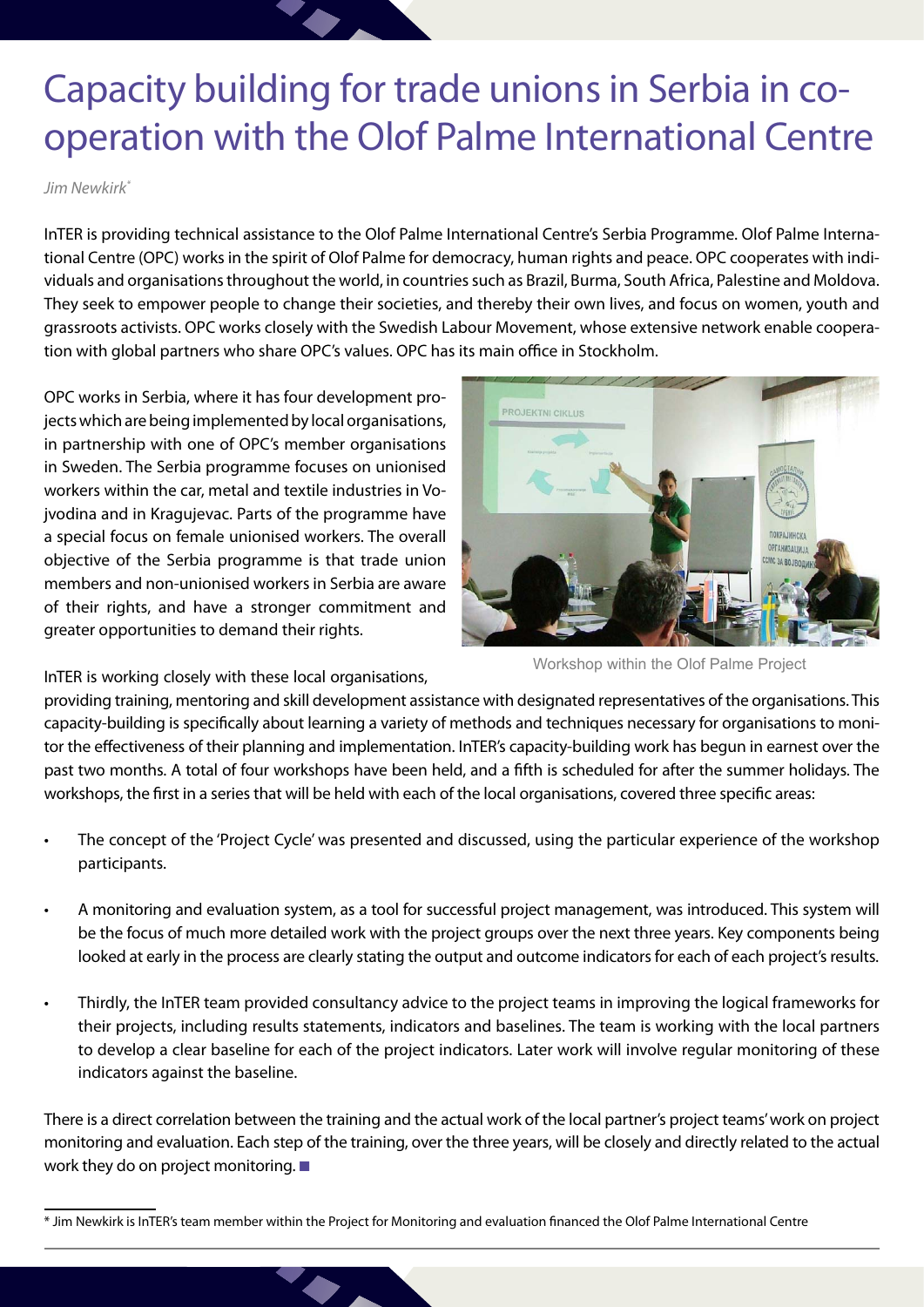# Capacity building for trade unions in Serbia in co-operation with the Olof Palme International Centre

*Jim Newkirk*[*]

InTER is providing technical assistance to the Olof Palme International Centre's Serbia Programme. Olof Palme International Centre (OPC) works in the spirit of Olof Palme for democracy, human rights and peace. OPC cooperates with individuals and organisations throughout the world, in countries such as Brazil, Burma, South Africa, Palestine and Moldova. They seek to empower people to change their societies, and thereby their own lives, and focus on women, youth and grassroots activists. OPC works closely with the Swedish Labour Movement, whose extensive network enable cooperation with global partners who share OPC's values. OPC has its main office in Stockholm.

OPC works in Serbia, where it has four development projects which are being implemented by local organisations, in partnership with one of OPC's member organisations in Sweden. The Serbia programme focuses on unionised workers within the car, metal and textile industries in Vojvodina and in Kragujevac. Parts of the programme have a special focus on female unionised workers. The overall objective of the Serbia programme is that trade union members and non-unionised workers in Serbia are aware of their rights, and have a stronger commitment and greater opportunities to demand their rights.

Workshop within the Olof Palme Project

InTER is working closely with these local organisations, providing training, mentoring and skill development assistance with designated representatives of the organisations. This capacity-building is specifically about learning a variety of methods and techniques necessary for organisations to monitor the effectiveness of their planning and implementation. InTER's capacity-building work has begun in earnest over the past two months. A total of four workshops have been held, and a fifth is scheduled for after the summer holidays. The workshops, the first in a series that will be held with each of the local organisations, covered three specific areas:

- The concept of the 'Project Cycle' was presented and discussed, using the particular experience of the workshop participants.
- A monitoring and evaluation system, as a tool for successful project management, was introduced. This system will be the focus of much more detailed work with the project groups over the next three years. Key components being looked at early in the process are clearly stating the output and outcome indicators for each of each project's results.
- Thirdly, the InTER team provided consultancy advice to the project teams in improving the logical frameworks for their projects, including results statements, indicators and baselines. The team is working with the local partners to develop a clear baseline for each of the project indicators. Later work will involve regular monitoring of these indicators against the baseline.

There is a direct correlation between the training and the actual work of the local partner's project teams' work on project monitoring and evaluation. Each step of the training, over the three years, will be closely and directly related to the actual work they do on project monitoring. ■

---

[*] Jim Newkirk is InTER's team member within the Project for Monitoring and evaluation financed the Olof Palme International Centre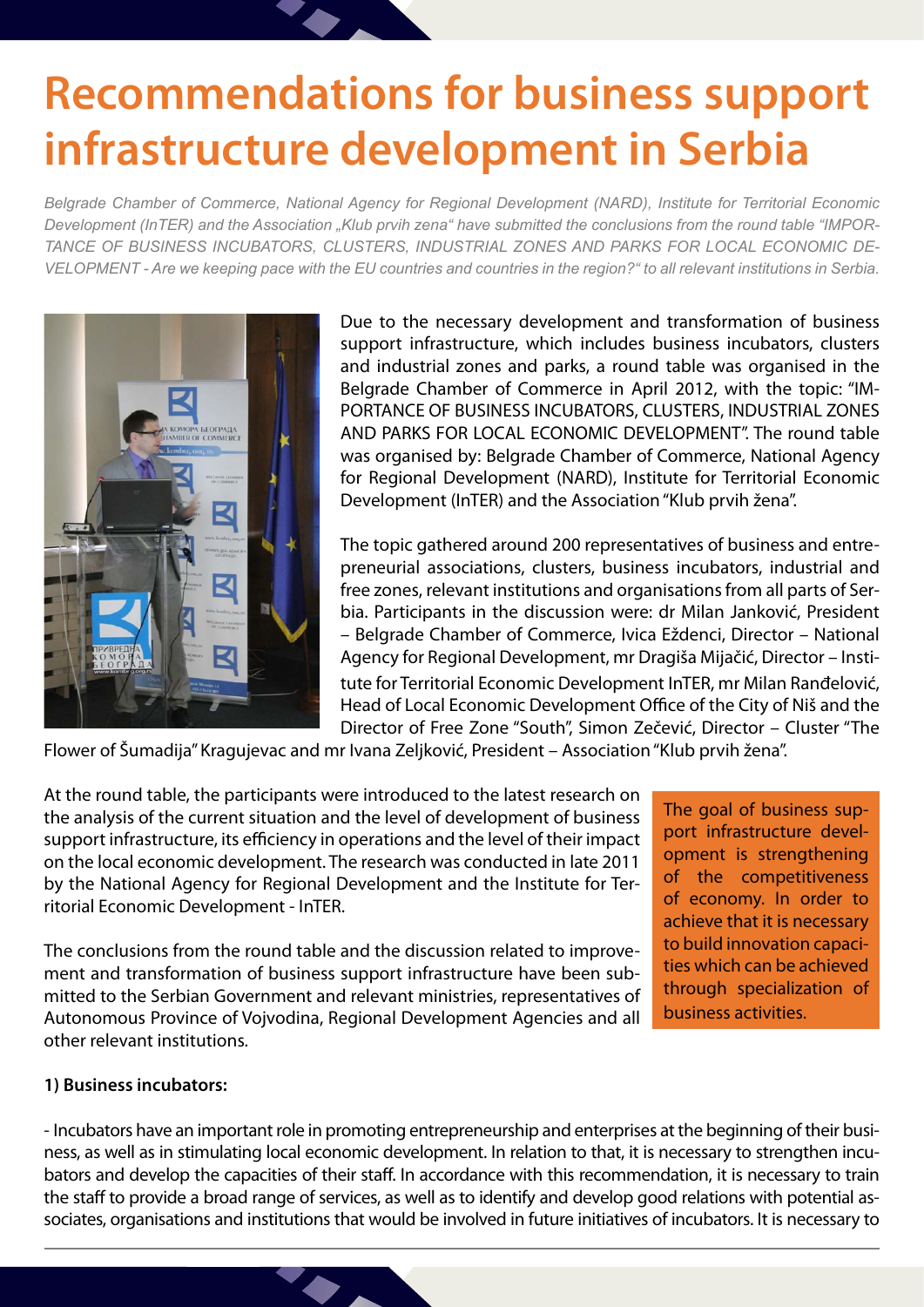# Recommendations for business support infrastructure development in Serbia

*Belgrade Chamber of Commerce, National Agency for Regional Development (NARD), Institute for Territorial Economic Development (InTER) and the Association „Klub prvih zena" have submitted the conclusions from the round table "IMPORTANCE OF BUSINESS INCUBATORS, CLUSTERS, INDUSTRIAL ZONES AND PARKS FOR LOCAL ECONOMIC DEVELOPMENT - Are we keeping pace with the EU countries and countries in the region?" to all relevant institutions in Serbia.*

Due to the necessary development and transformation of business support infrastructure, which includes business incubators, clusters and industrial zones and parks, a round table was organised in the Belgrade Chamber of Commerce in April 2012, with the topic: "IMPORTANCE OF BUSINESS INCUBATORS, CLUSTERS, INDUSTRIAL ZONES AND PARKS FOR LOCAL ECONOMIC DEVELOPMENT". The round table was organised by: Belgrade Chamber of Commerce, National Agency for Regional Development (NARD), Institute for Territorial Economic Development (InTER) and the Association "Klub prvih žena".

The topic gathered around 200 representatives of business and entrepreneurial associations, clusters, business incubators, industrial and free zones, relevant institutions and organisations from all parts of Serbia. Participants in the discussion were: dr Milan Janković, President – Belgrade Chamber of Commerce, Ivica Eždenci, Director – National Agency for Regional Development, mr Dragiša Mijačić, Director – Institute for Territorial Economic Development InTER, mr Milan Ranđelović, Head of Local Economic Development Office of the City of Niš and the Director of Free Zone "South", Simon Zečević, Director – Cluster "The Flower of Šumadija" Kragujevac and mr Ivana Zeljković, President – Association "Klub prvih žena".

At the round table, the participants were introduced to the latest research on the analysis of the current situation and the level of development of business support infrastructure, its efficiency in operations and the level of their impact on the local economic development. The research was conducted in late 2011 by the National Agency for Regional Development and the Institute for Territorial Economic Development - InTER.

The conclusions from the round table and the discussion related to improvement and transformation of business support infrastructure have been submitted to the Serbian Government and relevant ministries, representatives of Autonomous Province of Vojvodina, Regional Development Agencies and all other relevant institutions.

The goal of business support infrastructure development is strengthening of the competitiveness of economy. In order to achieve that it is necessary to build innovation capacities which can be achieved through specialization of business activities.

**1) Business incubators:**

- Incubators have an important role in promoting entrepreneurship and enterprises at the beginning of their business, as well as in stimulating local economic development. In relation to that, it is necessary to strengthen incubators and develop the capacities of their staff. In accordance with this recommendation, it is necessary to train the staff to provide a broad range of services, as well as to identify and develop good relations with potential associates, organisations and institutions that would be involved in future initiatives of incubators. It is necessary to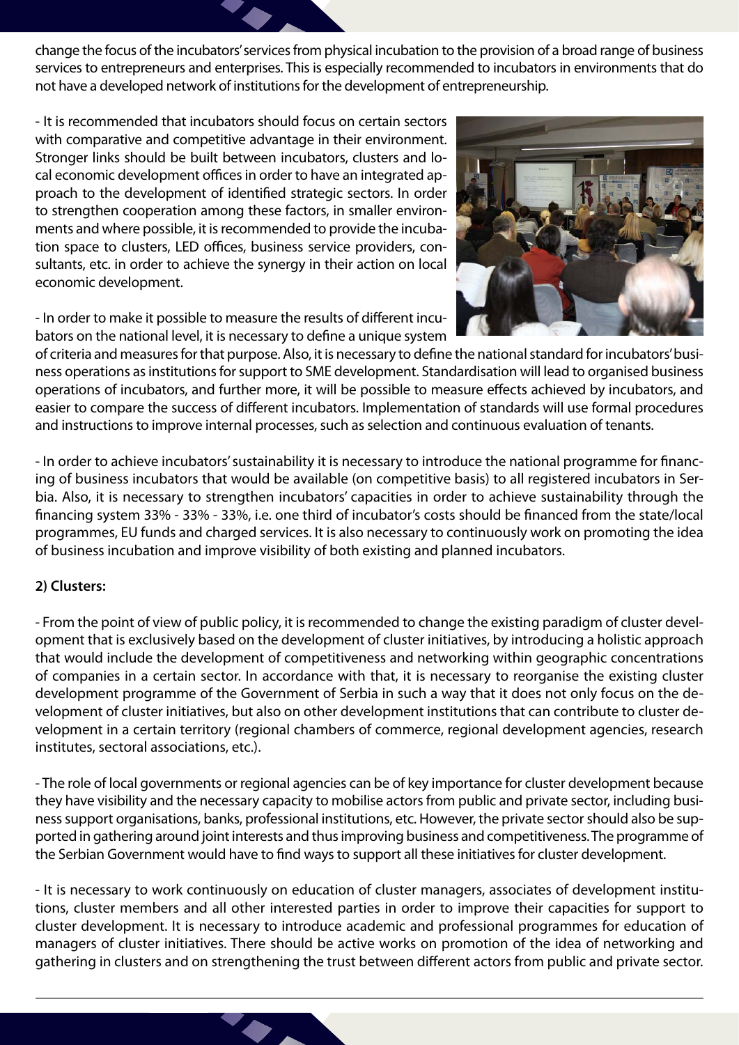change the focus of the incubators' services from physical incubation to the provision of a broad range of business services to entrepreneurs and enterprises. This is especially recommended to incubators in environments that do not have a developed network of institutions for the development of entrepreneurship.

- It is recommended that incubators should focus on certain sectors with comparative and competitive advantage in their environment. Stronger links should be built between incubators, clusters and local economic development offices in order to have an integrated approach to the development of identified strategic sectors. In order to strengthen cooperation among these factors, in smaller environments and where possible, it is recommended to provide the incubation space to clusters, LED offices, business service providers, consultants, etc. in order to achieve the synergy in their action on local economic development.

- In order to make it possible to measure the results of different incubators on the national level, it is necessary to define a unique system of criteria and measures for that purpose. Also, it is necessary to define the national standard for incubators' business operations as institutions for support to SME development. Standardisation will lead to organised business operations of incubators, and further more, it will be possible to measure effects achieved by incubators, and easier to compare the success of different incubators. Implementation of standards will use formal procedures and instructions to improve internal processes, such as selection and continuous evaluation of tenants.

- In order to achieve incubators' sustainability it is necessary to introduce the national programme for financing of business incubators that would be available (on competitive basis) to all registered incubators in Serbia. Also, it is necessary to strengthen incubators' capacities in order to achieve sustainability through the financing system 33% - 33% - 33%, i.e. one third of incubator's costs should be financed from the state/local programmes, EU funds and charged services. It is also necessary to continuously work on promoting the idea of business incubation and improve visibility of both existing and planned incubators.

**2) Clusters:**

- From the point of view of public policy, it is recommended to change the existing paradigm of cluster development that is exclusively based on the development of cluster initiatives, by introducing a holistic approach that would include the development of competitiveness and networking within geographic concentrations of companies in a certain sector. In accordance with that, it is necessary to reorganise the existing cluster development programme of the Government of Serbia in such a way that it does not only focus on the development of cluster initiatives, but also on other development institutions that can contribute to cluster development in a certain territory (regional chambers of commerce, regional development agencies, research institutes, sectoral associations, etc.).

- The role of local governments or regional agencies can be of key importance for cluster development because they have visibility and the necessary capacity to mobilise actors from public and private sector, including business support organisations, banks, professional institutions, etc. However, the private sector should also be supported in gathering around joint interests and thus improving business and competitiveness. The programme of the Serbian Government would have to find ways to support all these initiatives for cluster development.

- It is necessary to work continuously on education of cluster managers, associates of development institutions, cluster members and all other interested parties in order to improve their capacities for support to cluster development. It is necessary to introduce academic and professional programmes for education of managers of cluster initiatives. There should be active works on promotion of the idea of networking and gathering in clusters and on strengthening the trust between different actors from public and private sector.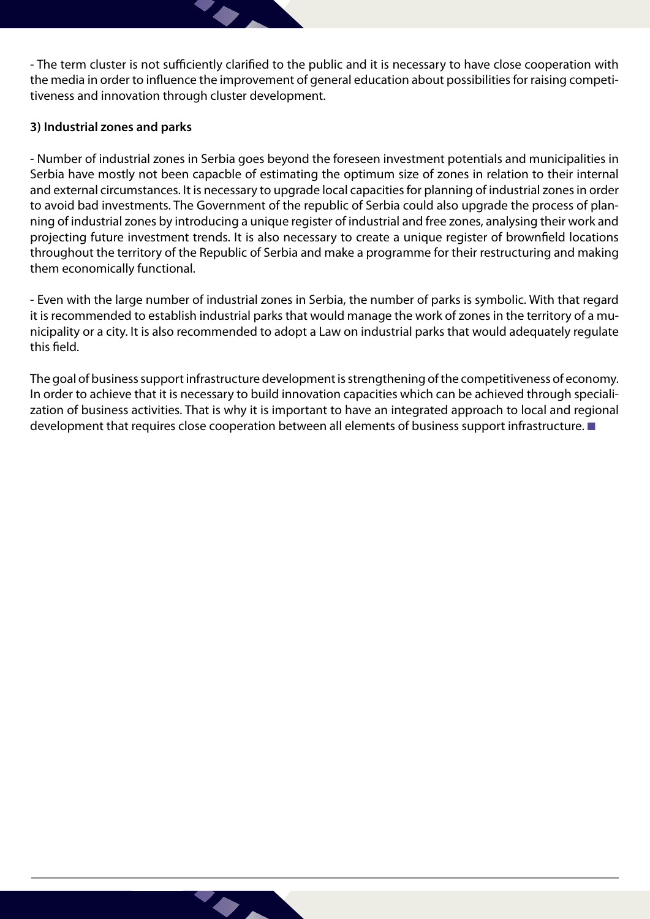- The term cluster is not sufficiently clarified to the public and it is necessary to have close cooperation with the media in order to influence the improvement of general education about possibilities for raising competitiveness and innovation through cluster development.

**3) Industrial zones and parks**

- Number of industrial zones in Serbia goes beyond the foreseen investment potentials and municipalities in Serbia have mostly not been capacble of estimating the optimum size of zones in relation to their internal and external circumstances. It is necessary to upgrade local capacities for planning of industrial zones in order to avoid bad investments. The Government of the republic of Serbia could also upgrade the process of planning of industrial zones by introducing a unique register of industrial and free zones, analysing their work and projecting future investment trends. It is also necessary to create a unique register of brownfield locations throughout the territory of the Republic of Serbia and make a programme for their restructuring and making them economically functional.

- Even with the large number of industrial zones in Serbia, the number of parks is symbolic. With that regard it is recommended to establish industrial parks that would manage the work of zones in the territory of a municipality or a city. It is also recommended to adopt a Law on industrial parks that would adequately regulate this field.

The goal of business support infrastructure development is strengthening of the competitiveness of economy. In order to achieve that it is necessary to build innovation capacities which can be achieved through specialization of business activities. That is why it is important to have an integrated approach to local and regional development that requires close cooperation between all elements of business support infrastructure. ■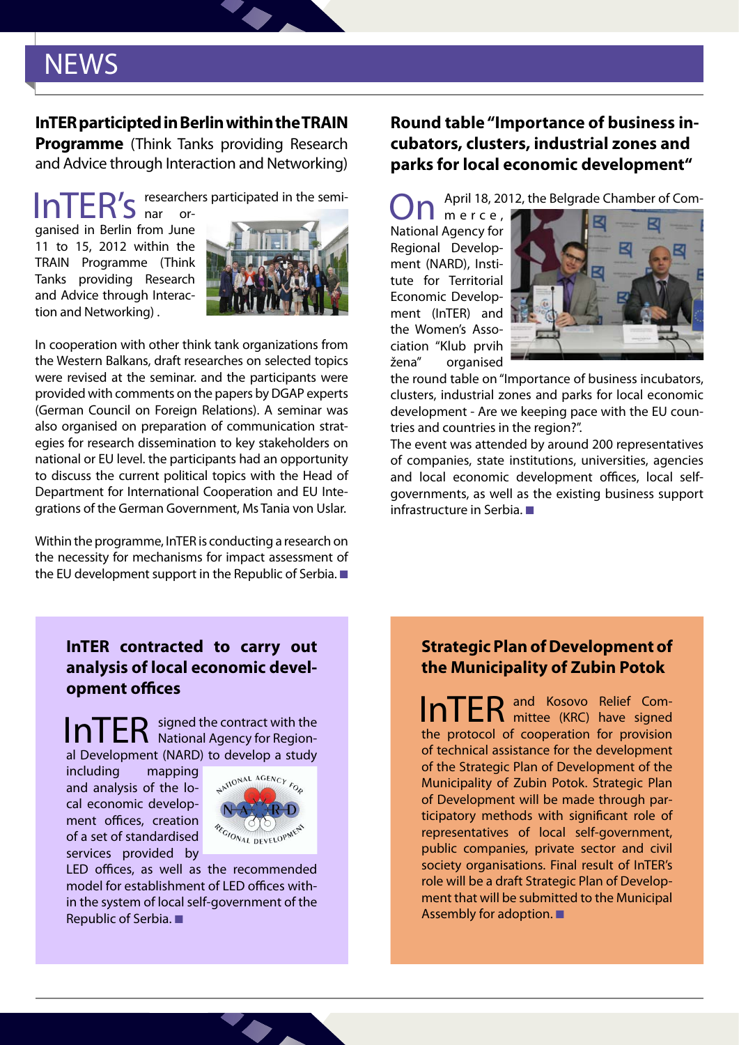# NEWS

### InTER participated in Berlin within the TRAIN Programme (Think Tanks providing Research and Advice through Interaction and Networking)

InTER's researchers participated in the seminar organised in Berlin from June 11 to 15, 2012 within the TRAIN Programme (Think Tanks providing Research and Advice through Interaction and Networking) .

In cooperation with other think tank organizations from the Western Balkans, draft researches on selected topics were revised at the seminar. and the participants were provided with comments on the papers by DGAP experts (German Council on Foreign Relations). A seminar was also organised on preparation of communication strategies for research dissemination to key stakeholders on national or EU level. the participants had an opportunity to discuss the current political topics with the Head of Department for International Cooperation and EU Integrations of the German Government, Ms Tania von Uslar.

Within the programme, InTER is conducting a research on the necessity for mechanisms for impact assessment of the EU development support in the Republic of Serbia. ■

### Round table "Importance of business incubators, clusters, industrial zones and parks for local economic development"

On April 18, 2012, the Belgrade Chamber of Commerce, National Agency for Regional Development (NARD), Institute for Territorial Economic Development (InTER) and the Women's Association "Klub prvih žena" organised the round table on "Importance of business incubators, clusters, industrial zones and parks for local economic development - Are we keeping pace with the EU countries and countries in the region?".

The event was attended by around 200 representatives of companies, state institutions, universities, agencies and local economic development offices, local self-governments, as well as the existing business support infrastructure in Serbia. ■

### InTER contracted to carry out analysis of local economic development offices

InTER signed the contract with the National Agency for Regional Development (NARD) to develop a study including mapping and analysis of the local economic development offices, creation of a set of standardised services provided by LED offices, as well as the recommended model for establishment of LED offices within the system of local self-government of the Republic of Serbia. ■

### Strategic Plan of Development of the Municipality of Zubin Potok

InTER and Kosovo Relief Committee (KRC) have signed the protocol of cooperation for provision of technical assistance for the development of the Strategic Plan of Development of the Municipality of Zubin Potok. Strategic Plan of Development will be made through participatory methods with significant role of representatives of local self-government, public companies, private sector and civil society organisations. Final result of InTER's role will be a draft Strategic Plan of Development that will be submitted to the Municipal Assembly for adoption. ■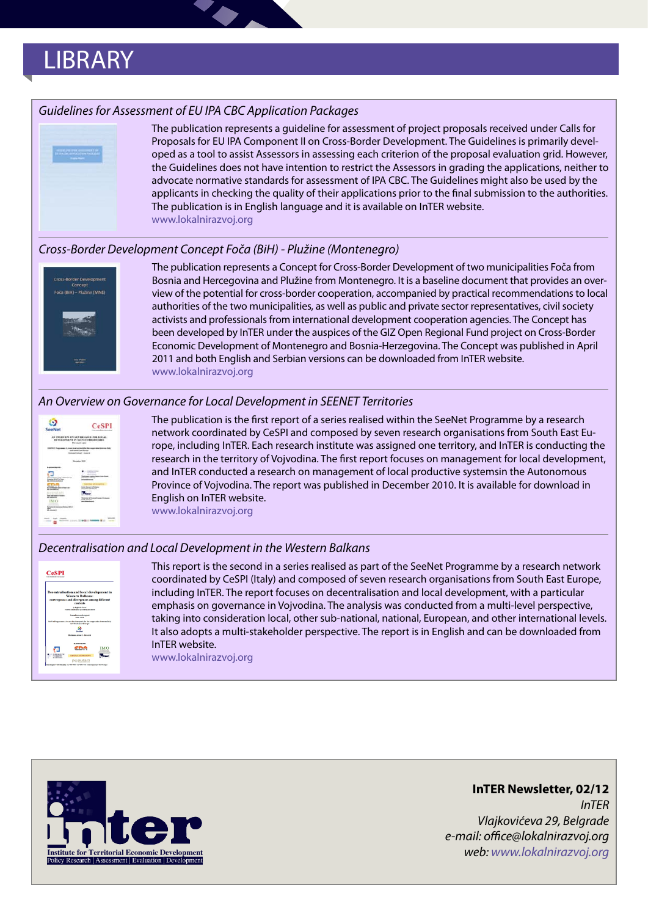# LIBRARY

### *Guidelines for Assessment of EU IPA CBC Application Packages*

The publication represents a guideline for assessment of project proposals received under Calls for Proposals for EU IPA Component II on Cross-Border Development. The Guidelines is primarily developed as a tool to assist Assessors in assessing each criterion of the proposal evaluation grid. However, the Guidelines does not have intention to restrict the Assessors in grading the applications, neither to advocate normative standards for assessment of IPA CBC. The Guidelines might also be used by the applicants in checking the quality of their applications prior to the final submission to the authorities. The publication is in English language and it is available on InTER website.
www.lokalnirazvoj.org

### *Cross-Border Development Concept Foča (BiH) - Plužine (Montenegro)*

The publication represents a Concept for Cross-Border Development of two municipalities Foča from Bosnia and Hercegovina and Plužine from Montenegro. It is a baseline document that provides an overview of the potential for cross-border cooperation, accompanied by practical recommendations to local authorities of the two municipalities, as well as public and private sector representatives, civil society activists and professionals from international development cooperation agencies. The Concept has been developed by InTER under the auspices of the GIZ Open Regional Fund project on Cross-Border Economic Development of Montenegro and Bosnia-Herzegovina. The Concept was published in April 2011 and both English and Serbian versions can be downloaded from InTER website.
www.lokalnirazvoj.org

### *An Overview on Governance for Local Development in SEENET Territories*

The publication is the first report of a series realised within the SeeNet Programme by a research network coordinated by CeSPI and composed by seven research organisations from South East Europe, including InTER. Each research institute was assigned one territory, and InTER is conducting the research in the territory of Vojvodina. The first report focuses on management for local development, and InTER conducted a research on management of local productive systemsin the Autonomous Province of Vojvodina. The report was published in December 2010. It is available for download in English on InTER website.
www.lokalnirazvoj.org

### *Decentralisation and Local Development in the Western Balkans*

This report is the second in a series realised as part of the SeeNet Programme by a research network coordinated by CeSPI (Italy) and composed of seven research organisations from South East Europe, including InTER. The report focuses on decentralisation and local development, with a particular emphasis on governance in Vojvodina. The analysis was conducted from a multi-level perspective, taking into consideration local, other sub-national, national, European, and other international levels. It also adopts a multi-stakeholder perspective. The report is in English and can be downloaded from InTER website.
www.lokalnirazvoj.org

inter
Institute for Territorial Economic Development
Policy Research | Assessment | Evaluation | Development

**InTER Newsletter, 02/12**
*InTER*
*Vlajkovićeva 29, Belgrade*
*e-mail: office@lokalnirazvoj.org*
*web: www.lokalnirazvoj.org*